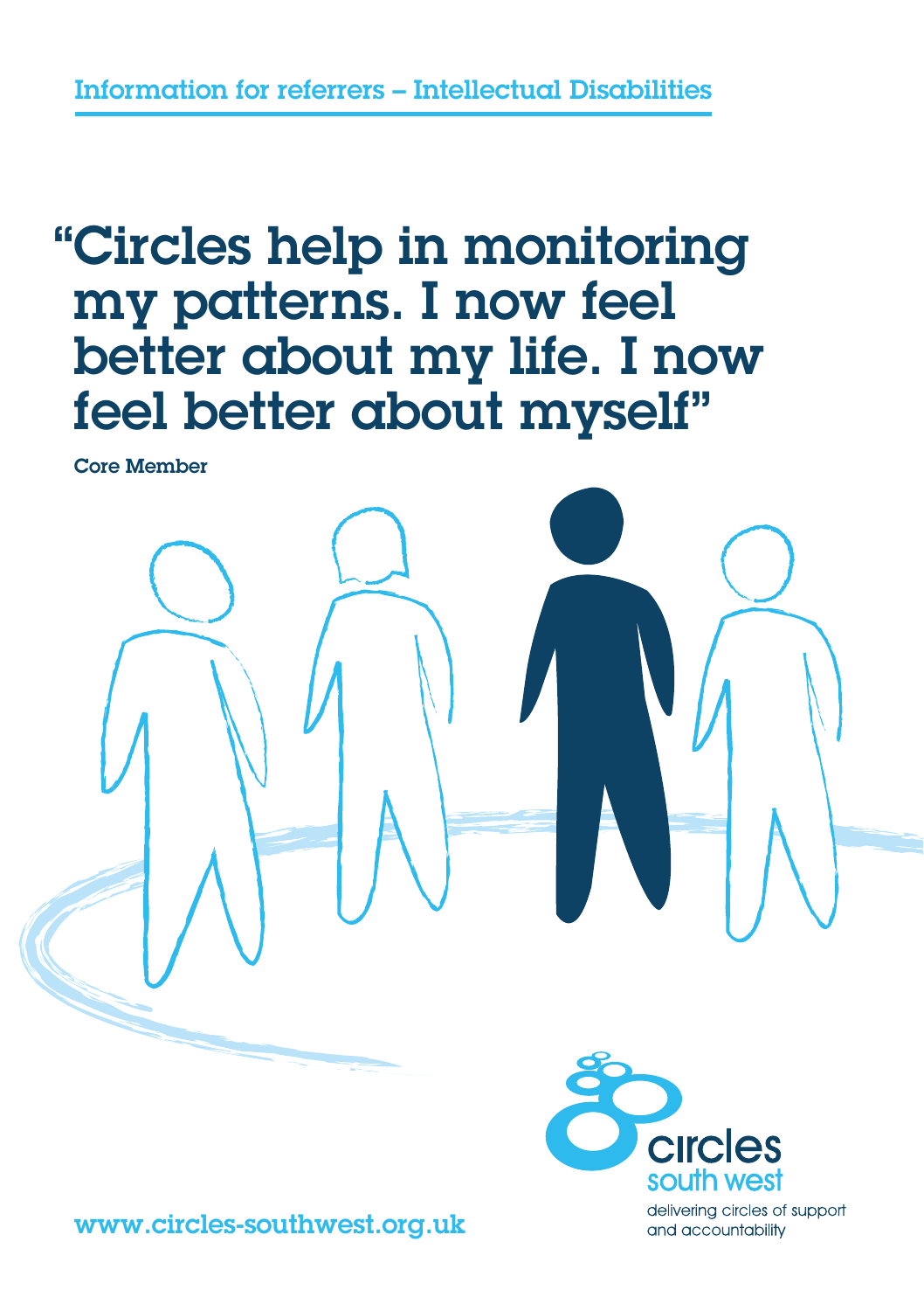Information for referrers – Intellectual Disabilities

# "Circles help in monitoring my patterns. I now feel better about my life. I now feel better about myself"

Core Member

circles south west

delivering circles of support and accountability

www.circles-southwest.org.uk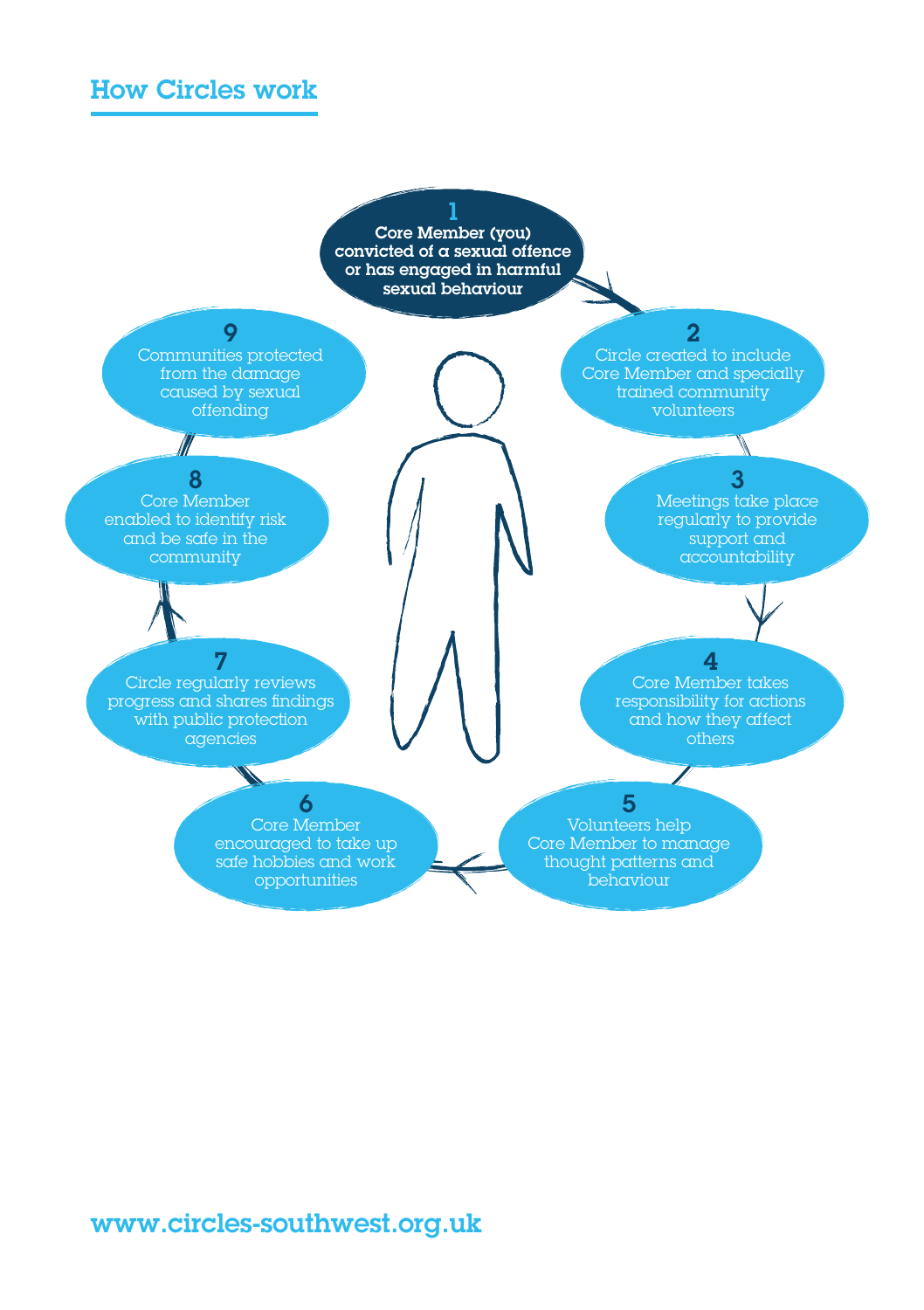## How Circles work

1
Core Member (you) convicted of a sexual offence or has engaged in harmful sexual behaviour

2
Circle created to include Core Member and specially trained community volunteers

3
Meetings take place regularly to provide support and accountability

4
Core Member takes responsibility for actions and how they affect others

5
Volunteers help Core Member to manage thought patterns and behaviour

6
Core Member encouraged to take up safe hobbies and work opportunities

7
Circle regularly reviews progress and shares findings with public protection agencies

8
Core Member enabled to identify risk and be safe in the community

9
Communities protected from the damage caused by sexual offending

www.circles-southwest.org.uk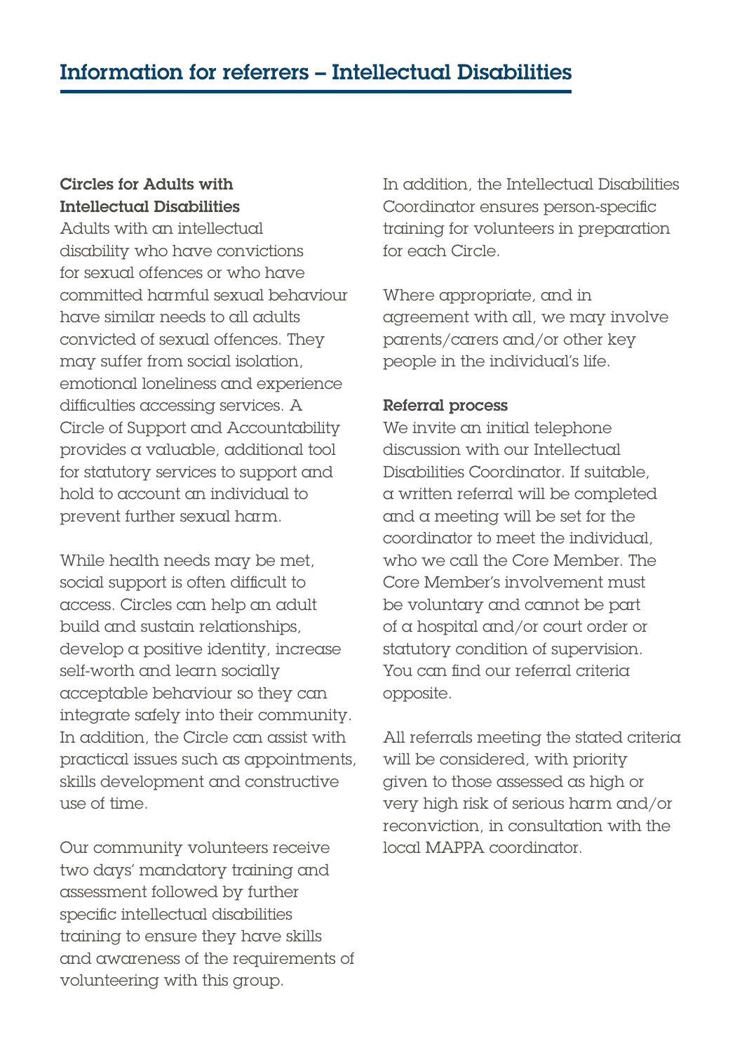# Information for referrers – Intellectual Disabilities

**Circles for Adults with Intellectual Disabilities**

Adults with an intellectual disability who have convictions for sexual offences or who have committed harmful sexual behaviour have similar needs to all adults convicted of sexual offences. They may suffer from social isolation, emotional loneliness and experience difficulties accessing services. A Circle of Support and Accountability provides a valuable, additional tool for statutory services to support and hold to account an individual to prevent further sexual harm.

While health needs may be met, social support is often difficult to access. Circles can help an adult build and sustain relationships, develop a positive identity, increase self-worth and learn socially acceptable behaviour so they can integrate safely into their community. In addition, the Circle can assist with practical issues such as appointments, skills development and constructive use of time.

Our community volunteers receive two days' mandatory training and assessment followed by further specific intellectual disabilities training to ensure they have skills and awareness of the requirements of volunteering with this group.

In addition, the Intellectual Disabilities Coordinator ensures person-specific training for volunteers in preparation for each Circle.

Where appropriate, and in agreement with all, we may involve parents/carers and/or other key people in the individual's life.

**Referral process**

We invite an initial telephone discussion with our Intellectual Disabilities Coordinator. If suitable, a written referral will be completed and a meeting will be set for the coordinator to meet the individual, who we call the Core Member. The Core Member's involvement must be voluntary and cannot be part of a hospital and/or court order or statutory condition of supervision. You can find our referral criteria opposite.

All referrals meeting the stated criteria will be considered, with priority given to those assessed as high or very high risk of serious harm and/or reconviction, in consultation with the local MAPPA coordinator.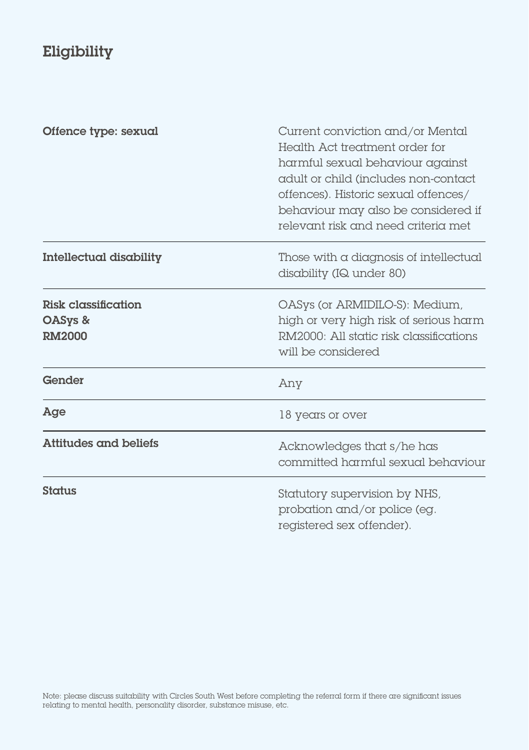# Eligibility

| | |
|---|---|
| **Offence type: sexual** | Current conviction and/or Mental Health Act treatment order for harmful sexual behaviour against adult or child (includes non-contact offences). Historic sexual offences/ behaviour may also be considered if relevant risk and need criteria met |
| **Intellectual disability** | Those with a diagnosis of intellectual disability (IQ under 80) |
| **Risk classification OASys & RM2000** | OASys (or ARMIDILO-S): Medium, high or very high risk of serious harm RM2000: All static risk classifications will be considered |
| **Gender** | Any |
| **Age** | 18 years or over |
| **Attitudes and beliefs** | Acknowledges that s/he has committed harmful sexual behaviour |
| **Status** | Statutory supervision by NHS, probation and/or police (eg. registered sex offender). |

Note: please discuss suitability with Circles South West before completing the referral form if there are significant issues relating to mental health, personality disorder, substance misuse, etc.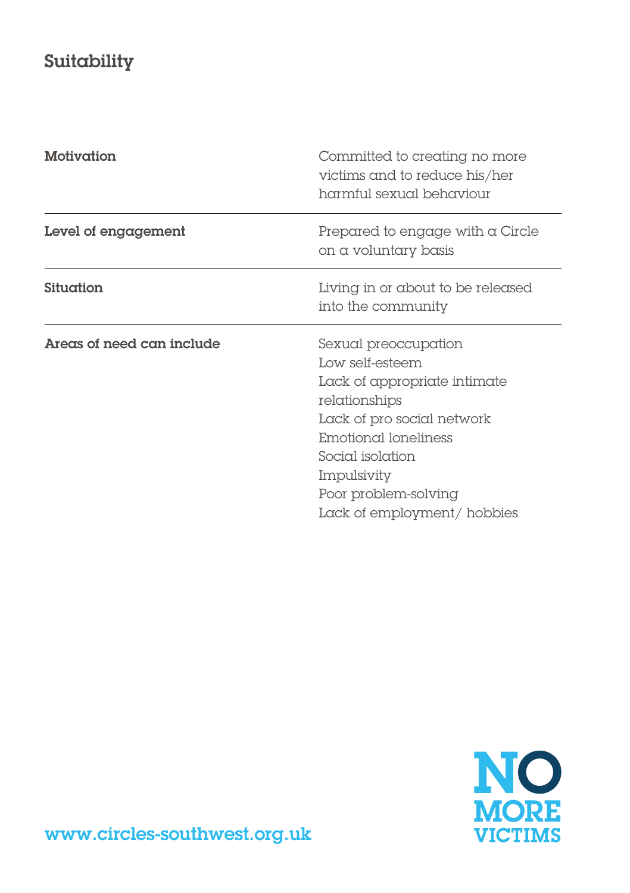## Suitability

| | |
|---|---|
| **Motivation** | Committed to creating no more victims and to reduce his/her harmful sexual behaviour |
| **Level of engagement** | Prepared to engage with a Circle on a voluntary basis |
| **Situation** | Living in or about to be released into the community |
| **Areas of need can include** | Sexual preoccupation<br>Low self-esteem<br>Lack of appropriate intimate relationships<br>Lack of pro social network<br>Emotional loneliness<br>Social isolation<br>Impulsivity<br>Poor problem-solving<br>Lack of employment/ hobbies |

www.circles-southwest.org.uk

NO MORE VICTIMS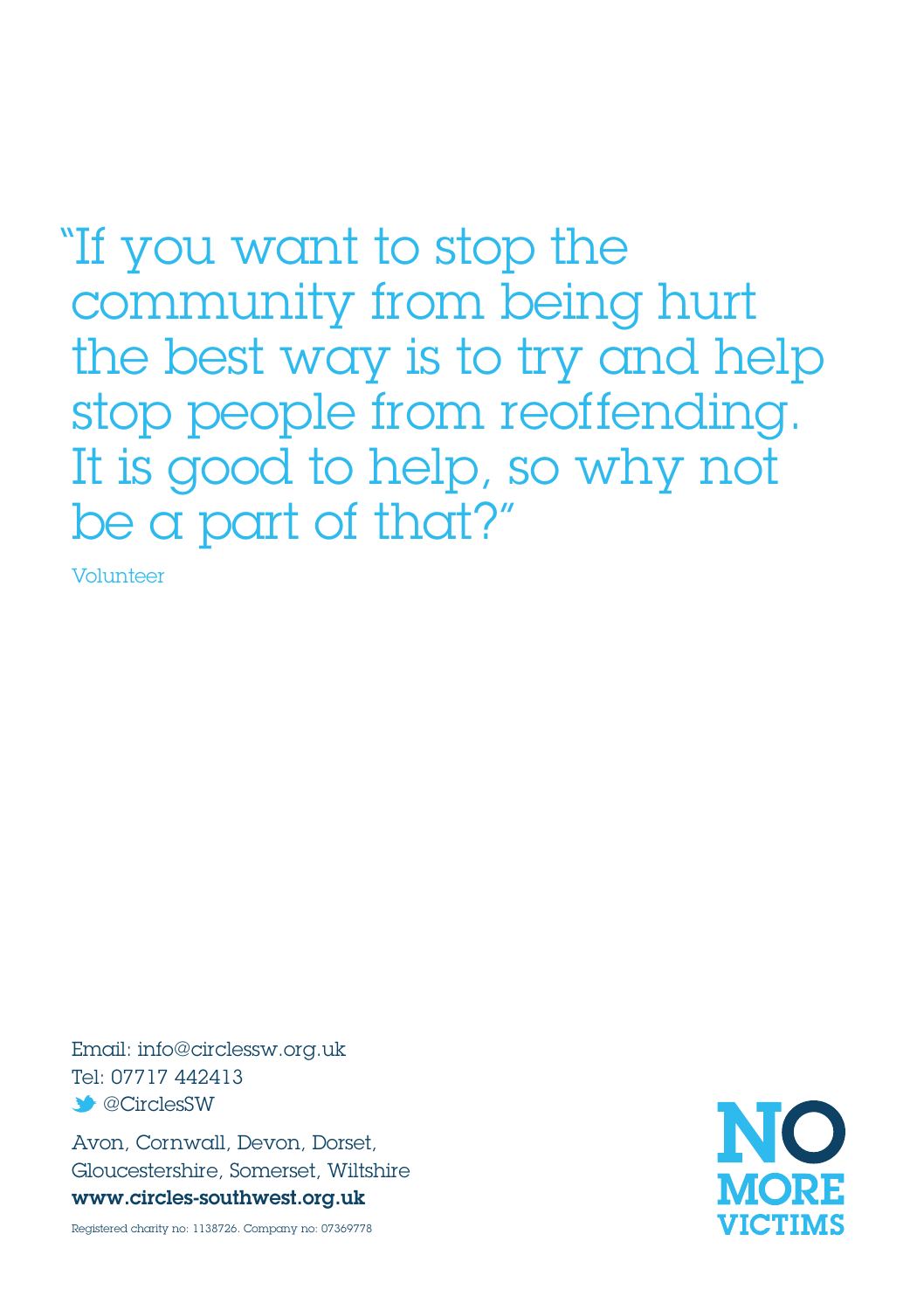"If you want to stop the community from being hurt the best way is to try and help stop people from reoffending. It is good to help, so why not be a part of that?"

Volunteer

Email: info@circlessw.org.uk
Tel: 07717 442413
@CirclesSW

Avon, Cornwall, Devon, Dorset, Gloucestershire, Somerset, Wiltshire
**www.circles-southwest.org.uk**

Registered charity no: 1138726. Company no: 07369778

NO MORE VICTIMS